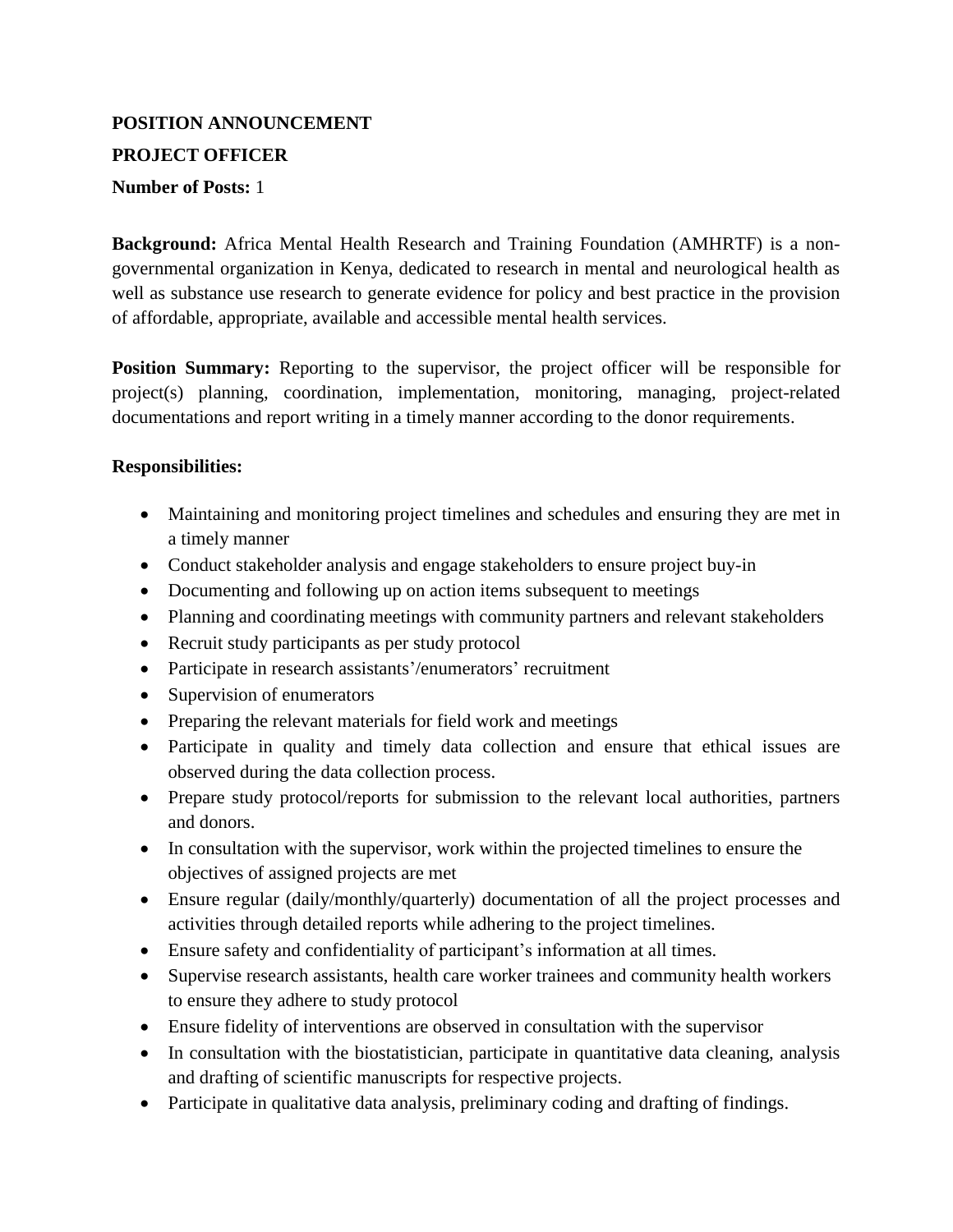**POSITION ANNOUNCEMENT**

**PROJECT OFFICER**

**Number of Posts:** 1

**Background:** Africa Mental Health Research and Training Foundation (AMHRTF) is a non-governmental organization in Kenya, dedicated to research in mental and neurological health as well as substance use research to generate evidence for policy and best practice in the provision of affordable, appropriate, available and accessible mental health services.

**Position Summary:** Reporting to the supervisor, the project officer will be responsible for project(s) planning, coordination, implementation, monitoring, managing, project-related documentations and report writing in a timely manner according to the donor requirements.

**Responsibilities:**

- Maintaining and monitoring project timelines and schedules and ensuring they are met in a timely manner
- Conduct stakeholder analysis and engage stakeholders to ensure project buy-in
- Documenting and following up on action items subsequent to meetings
- Planning and coordinating meetings with community partners and relevant stakeholders
- Recruit study participants as per study protocol
- Participate in research assistants'/enumerators' recruitment
- Supervision of enumerators
- Preparing the relevant materials for field work and meetings
- Participate in quality and timely data collection and ensure that ethical issues are observed during the data collection process.
- Prepare study protocol/reports for submission to the relevant local authorities, partners and donors.
- In consultation with the supervisor, work within the projected timelines to ensure the objectives of assigned projects are met
- Ensure regular (daily/monthly/quarterly) documentation of all the project processes and activities through detailed reports while adhering to the project timelines.
- Ensure safety and confidentiality of participant's information at all times.
- Supervise research assistants, health care worker trainees and community health workers to ensure they adhere to study protocol
- Ensure fidelity of interventions are observed in consultation with the supervisor
- In consultation with the biostatistician, participate in quantitative data cleaning, analysis and drafting of scientific manuscripts for respective projects.
- Participate in qualitative data analysis, preliminary coding and drafting of findings.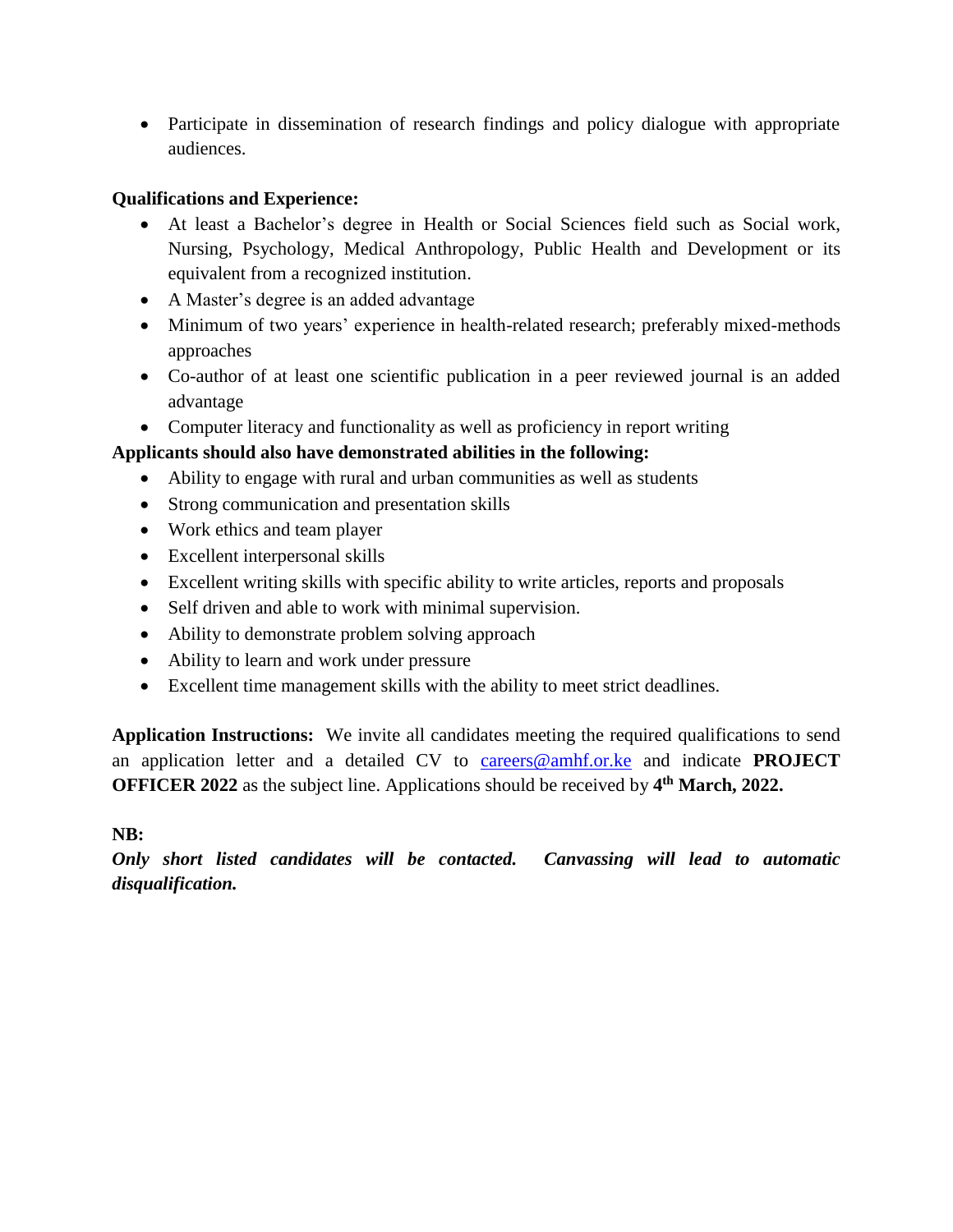- Participate in dissemination of research findings and policy dialogue with appropriate audiences.

**Qualifications and Experience:**

- At least a Bachelor's degree in Health or Social Sciences field such as Social work, Nursing, Psychology, Medical Anthropology, Public Health and Development or its equivalent from a recognized institution.
- A Master's degree is an added advantage
- Minimum of two years' experience in health-related research; preferably mixed-methods approaches
- Co-author of at least one scientific publication in a peer reviewed journal is an added advantage
- Computer literacy and functionality as well as proficiency in report writing

**Applicants should also have demonstrated abilities in the following:**

- Ability to engage with rural and urban communities as well as students
- Strong communication and presentation skills
- Work ethics and team player
- Excellent interpersonal skills
- Excellent writing skills with specific ability to write articles, reports and proposals
- Self driven and able to work with minimal supervision.
- Ability to demonstrate problem solving approach
- Ability to learn and work under pressure
- Excellent time management skills with the ability to meet strict deadlines.

**Application Instructions:** We invite all candidates meeting the required qualifications to send an application letter and a detailed CV to careers@amhf.or.ke and indicate **PROJECT OFFICER 2022** as the subject line. Applications should be received by **4th March, 2022.**

**NB:**

***Only short listed candidates will be contacted. Canvassing will lead to automatic disqualification.***